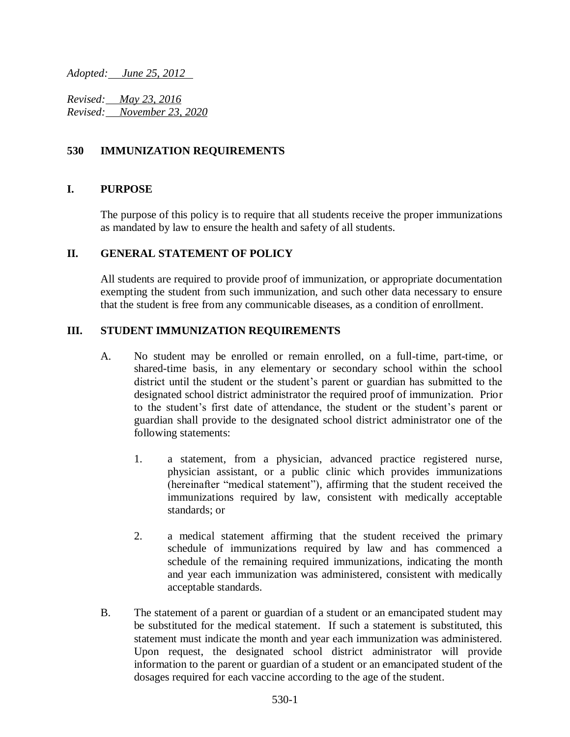*Adopted: June 25, 2012*

*Revised: May 23, 2016*
*Revised: November 23, 2020*

## 530 IMMUNIZATION REQUIREMENTS

### I. PURPOSE

The purpose of this policy is to require that all students receive the proper immunizations as mandated by law to ensure the health and safety of all students.

### II. GENERAL STATEMENT OF POLICY

All students are required to provide proof of immunization, or appropriate documentation exempting the student from such immunization, and such other data necessary to ensure that the student is free from any communicable diseases, as a condition of enrollment.

### III. STUDENT IMMUNIZATION REQUIREMENTS

A. No student may be enrolled or remain enrolled, on a full-time, part-time, or shared-time basis, in any elementary or secondary school within the school district until the student or the student's parent or guardian has submitted to the designated school district administrator the required proof of immunization. Prior to the student's first date of attendance, the student or the student's parent or guardian shall provide to the designated school district administrator one of the following statements:

1. a statement, from a physician, advanced practice registered nurse, physician assistant, or a public clinic which provides immunizations (hereinafter "medical statement"), affirming that the student received the immunizations required by law, consistent with medically acceptable standards; or

2. a medical statement affirming that the student received the primary schedule of immunizations required by law and has commenced a schedule of the remaining required immunizations, indicating the month and year each immunization was administered, consistent with medically acceptable standards.

B. The statement of a parent or guardian of a student or an emancipated student may be substituted for the medical statement. If such a statement is substituted, this statement must indicate the month and year each immunization was administered. Upon request, the designated school district administrator will provide information to the parent or guardian of a student or an emancipated student of the dosages required for each vaccine according to the age of the student.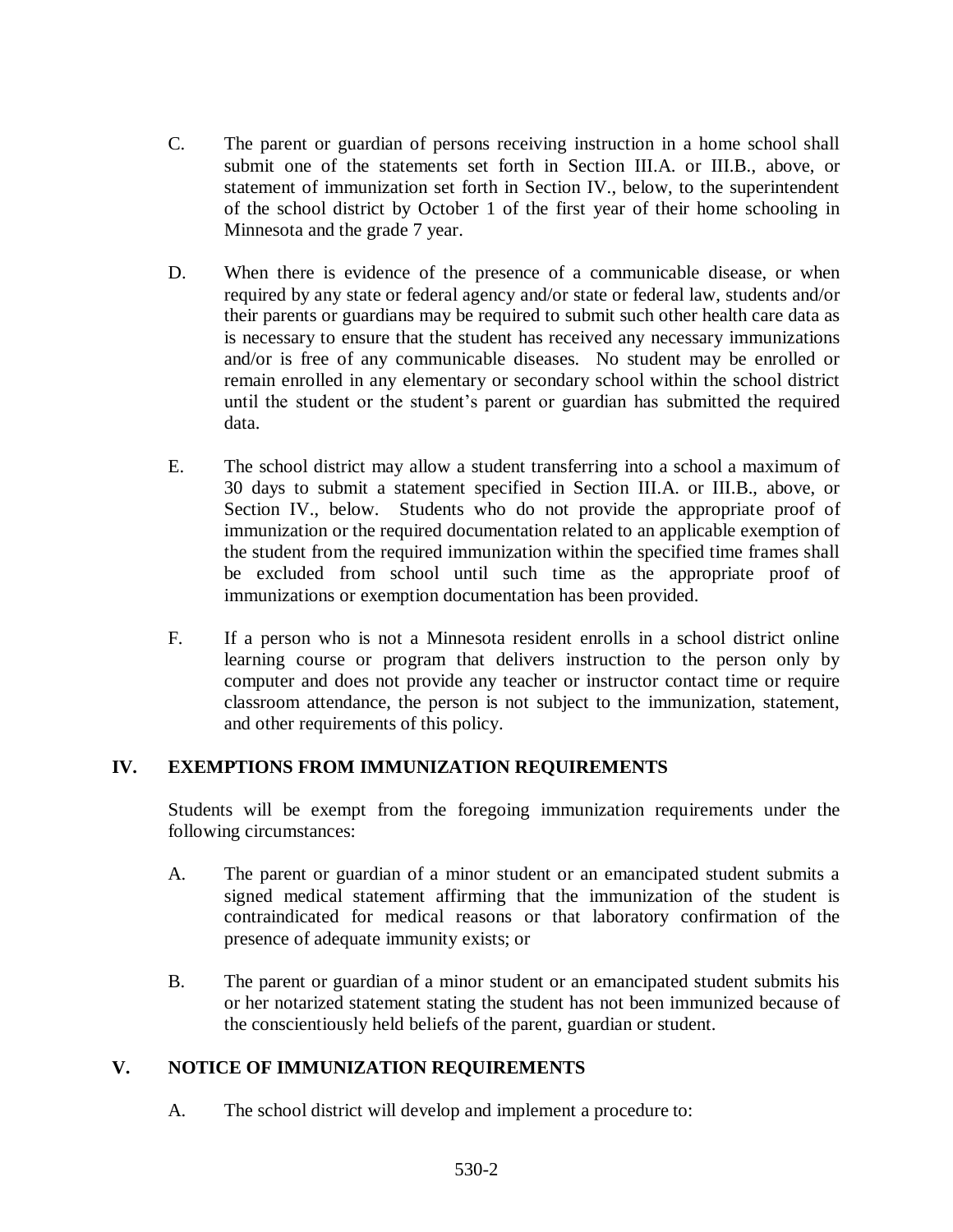C. The parent or guardian of persons receiving instruction in a home school shall submit one of the statements set forth in Section III.A. or III.B., above, or statement of immunization set forth in Section IV., below, to the superintendent of the school district by October 1 of the first year of their home schooling in Minnesota and the grade 7 year.

D. When there is evidence of the presence of a communicable disease, or when required by any state or federal agency and/or state or federal law, students and/or their parents or guardians may be required to submit such other health care data as is necessary to ensure that the student has received any necessary immunizations and/or is free of any communicable diseases. No student may be enrolled or remain enrolled in any elementary or secondary school within the school district until the student or the student's parent or guardian has submitted the required data.

E. The school district may allow a student transferring into a school a maximum of 30 days to submit a statement specified in Section III.A. or III.B., above, or Section IV., below. Students who do not provide the appropriate proof of immunization or the required documentation related to an applicable exemption of the student from the required immunization within the specified time frames shall be excluded from school until such time as the appropriate proof of immunizations or exemption documentation has been provided.

F. If a person who is not a Minnesota resident enrolls in a school district online learning course or program that delivers instruction to the person only by computer and does not provide any teacher or instructor contact time or require classroom attendance, the person is not subject to the immunization, statement, and other requirements of this policy.

## IV. EXEMPTIONS FROM IMMUNIZATION REQUIREMENTS

Students will be exempt from the foregoing immunization requirements under the following circumstances:

A. The parent or guardian of a minor student or an emancipated student submits a signed medical statement affirming that the immunization of the student is contraindicated for medical reasons or that laboratory confirmation of the presence of adequate immunity exists; or

B. The parent or guardian of a minor student or an emancipated student submits his or her notarized statement stating the student has not been immunized because of the conscientiously held beliefs of the parent, guardian or student.

## V. NOTICE OF IMMUNIZATION REQUIREMENTS

A. The school district will develop and implement a procedure to: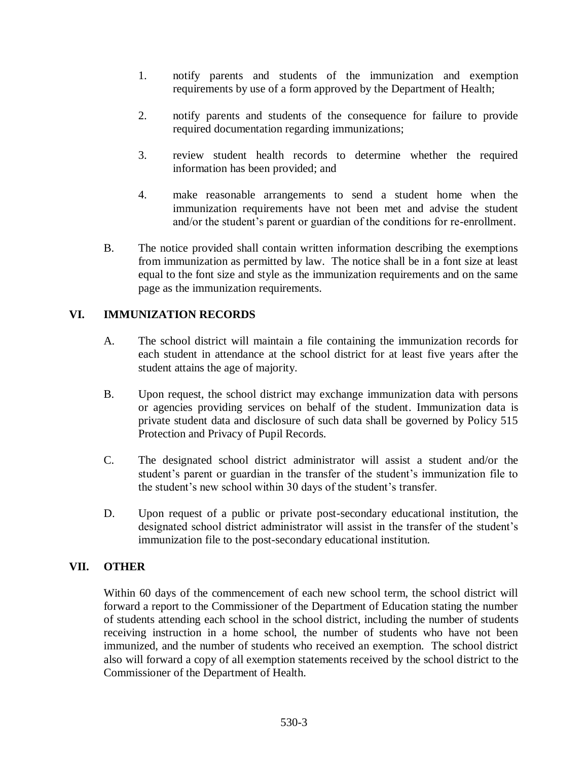1. notify parents and students of the immunization and exemption requirements by use of a form approved by the Department of Health;

2. notify parents and students of the consequence for failure to provide required documentation regarding immunizations;

3. review student health records to determine whether the required information has been provided; and

4. make reasonable arrangements to send a student home when the immunization requirements have not been met and advise the student and/or the student's parent or guardian of the conditions for re-enrollment.

B. The notice provided shall contain written information describing the exemptions from immunization as permitted by law. The notice shall be in a font size at least equal to the font size and style as the immunization requirements and on the same page as the immunization requirements.

## VI. IMMUNIZATION RECORDS

A. The school district will maintain a file containing the immunization records for each student in attendance at the school district for at least five years after the student attains the age of majority.

B. Upon request, the school district may exchange immunization data with persons or agencies providing services on behalf of the student. Immunization data is private student data and disclosure of such data shall be governed by Policy 515 Protection and Privacy of Pupil Records.

C. The designated school district administrator will assist a student and/or the student's parent or guardian in the transfer of the student's immunization file to the student's new school within 30 days of the student's transfer.

D. Upon request of a public or private post-secondary educational institution, the designated school district administrator will assist in the transfer of the student's immunization file to the post-secondary educational institution.

## VII. OTHER

Within 60 days of the commencement of each new school term, the school district will forward a report to the Commissioner of the Department of Education stating the number of students attending each school in the school district, including the number of students receiving instruction in a home school, the number of students who have not been immunized, and the number of students who received an exemption. The school district also will forward a copy of all exemption statements received by the school district to the Commissioner of the Department of Health.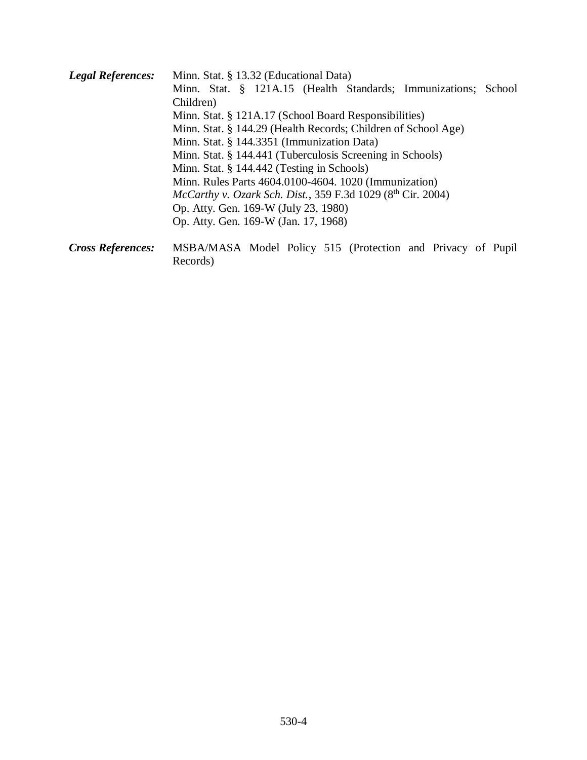***Legal References:***

Minn. Stat. § 13.32 (Educational Data)
Minn. Stat. § 121A.15 (Health Standards; Immunizations; School Children)
Minn. Stat. § 121A.17 (School Board Responsibilities)
Minn. Stat. § 144.29 (Health Records; Children of School Age)
Minn. Stat. § 144.3351 (Immunization Data)
Minn. Stat. § 144.441 (Tuberculosis Screening in Schools)
Minn. Stat. § 144.442 (Testing in Schools)
Minn. Rules Parts 4604.0100-4604. 1020 (Immunization)
*McCarthy v. Ozark Sch. Dist.*, 359 F.3d 1029 (8th Cir. 2004)
Op. Atty. Gen. 169-W (July 23, 1980)
Op. Atty. Gen. 169-W (Jan. 17, 1968)

***Cross References:***

MSBA/MASA Model Policy 515 (Protection and Privacy of Pupil Records)